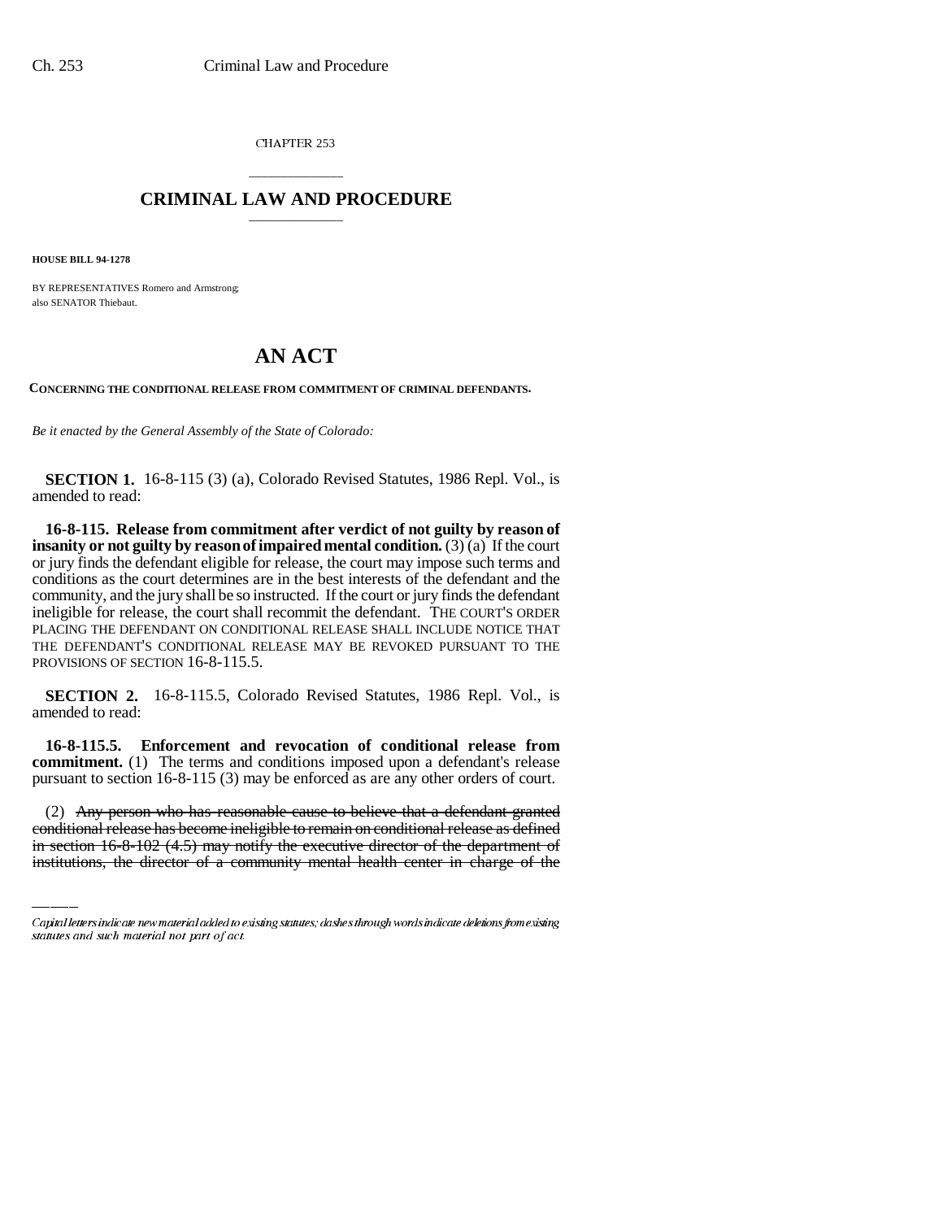CHAPTER 253

# CRIMINAL LAW AND PROCEDURE

**HOUSE BILL 94-1278**

BY REPRESENTATIVES Romero and Armstrong;
also SENATOR Thiebaut.

# AN ACT

**CONCERNING THE CONDITIONAL RELEASE FROM COMMITMENT OF CRIMINAL DEFENDANTS.**

*Be it enacted by the General Assembly of the State of Colorado:*

**SECTION 1.** 16-8-115 (3) (a), Colorado Revised Statutes, 1986 Repl. Vol., is amended to read:

**16-8-115. Release from commitment after verdict of not guilty by reason of insanity or not guilty by reason of impaired mental condition.** (3) (a) If the court or jury finds the defendant eligible for release, the court may impose such terms and conditions as the court determines are in the best interests of the defendant and the community, and the jury shall be so instructed. If the court or jury finds the defendant ineligible for release, the court shall recommit the defendant. THE COURT'S ORDER PLACING THE DEFENDANT ON CONDITIONAL RELEASE SHALL INCLUDE NOTICE THAT THE DEFENDANT'S CONDITIONAL RELEASE MAY BE REVOKED PURSUANT TO THE PROVISIONS OF SECTION 16-8-115.5.

**SECTION 2.** 16-8-115.5, Colorado Revised Statutes, 1986 Repl. Vol., is amended to read:

**16-8-115.5. Enforcement and revocation of conditional release from commitment.** (1) The terms and conditions imposed upon a defendant's release pursuant to section 16-8-115 (3) may be enforced as are any other orders of court.

(2) ~~Any person who has reasonable cause to believe that a defendant granted conditional release has become ineligible to remain on conditional release as defined in section 16-8-102 (4.5) may notify the executive director of the department of institutions, the director of a community mental health center in charge of the~~

Capital letters indicate new material added to existing statutes; dashes through words indicate deletions from existing statutes and such material not part of act.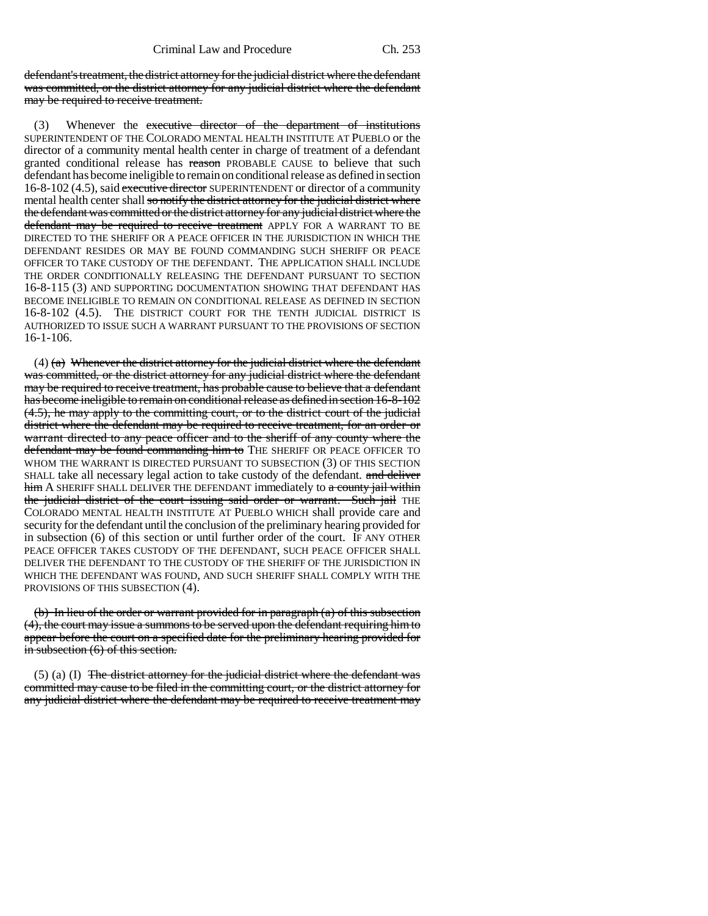defendant's treatment, the district attorney for the judicial district where the defendant was committed, or the district attorney for any judicial district where the defendant may be required to receive treatment.

(3) Whenever the executive director of the department of institutions SUPERINTENDENT OF THE COLORADO MENTAL HEALTH INSTITUTE AT PUEBLO or the director of a community mental health center in charge of treatment of a defendant granted conditional release has reason PROBABLE CAUSE to believe that such defendant has become ineligible to remain on conditional release as defined in section 16-8-102 (4.5), said executive director SUPERINTENDENT or director of a community mental health center shall so notify the district attorney for the judicial district where the defendant was committed or the district attorney for any judicial district where the defendant may be required to receive treatment APPLY FOR A WARRANT TO BE DIRECTED TO THE SHERIFF OR A PEACE OFFICER IN THE JURISDICTION IN WHICH THE DEFENDANT RESIDES OR MAY BE FOUND COMMANDING SUCH SHERIFF OR PEACE OFFICER TO TAKE CUSTODY OF THE DEFENDANT. THE APPLICATION SHALL INCLUDE THE ORDER CONDITIONALLY RELEASING THE DEFENDANT PURSUANT TO SECTION 16-8-115 (3) AND SUPPORTING DOCUMENTATION SHOWING THAT DEFENDANT HAS BECOME INELIGIBLE TO REMAIN ON CONDITIONAL RELEASE AS DEFINED IN SECTION 16-8-102 (4.5). THE DISTRICT COURT FOR THE TENTH JUDICIAL DISTRICT IS AUTHORIZED TO ISSUE SUCH A WARRANT PURSUANT TO THE PROVISIONS OF SECTION 16-1-106.

(4) (a) Whenever the district attorney for the judicial district where the defendant was committed, or the district attorney for any judicial district where the defendant may be required to receive treatment, has probable cause to believe that a defendant has become ineligible to remain on conditional release as defined in section 16-8-102 (4.5), he may apply to the committing court, or to the district court of the judicial district where the defendant may be required to receive treatment, for an order or warrant directed to any peace officer and to the sheriff of any county where the defendant may be found commanding him to THE SHERIFF OR PEACE OFFICER TO WHOM THE WARRANT IS DIRECTED PURSUANT TO SUBSECTION (3) OF THIS SECTION SHALL take all necessary legal action to take custody of the defendant. and deliver him A SHERIFF SHALL DELIVER THE DEFENDANT immediately to a county jail within the judicial district of the court issuing said order or warrant. Such jail THE COLORADO MENTAL HEALTH INSTITUTE AT PUEBLO WHICH shall provide care and security for the defendant until the conclusion of the preliminary hearing provided for in subsection (6) of this section or until further order of the court. IF ANY OTHER PEACE OFFICER TAKES CUSTODY OF THE DEFENDANT, SUCH PEACE OFFICER SHALL DELIVER THE DEFENDANT TO THE CUSTODY OF THE SHERIFF OF THE JURISDICTION IN WHICH THE DEFENDANT WAS FOUND, AND SUCH SHERIFF SHALL COMPLY WITH THE PROVISIONS OF THIS SUBSECTION (4).

(b) In lieu of the order or warrant provided for in paragraph (a) of this subsection (4), the court may issue a summons to be served upon the defendant requiring him to appear before the court on a specified date for the preliminary hearing provided for in subsection (6) of this section.

(5) (a) (I) The district attorney for the judicial district where the defendant was committed may cause to be filed in the committing court, or the district attorney for any judicial district where the defendant may be required to receive treatment may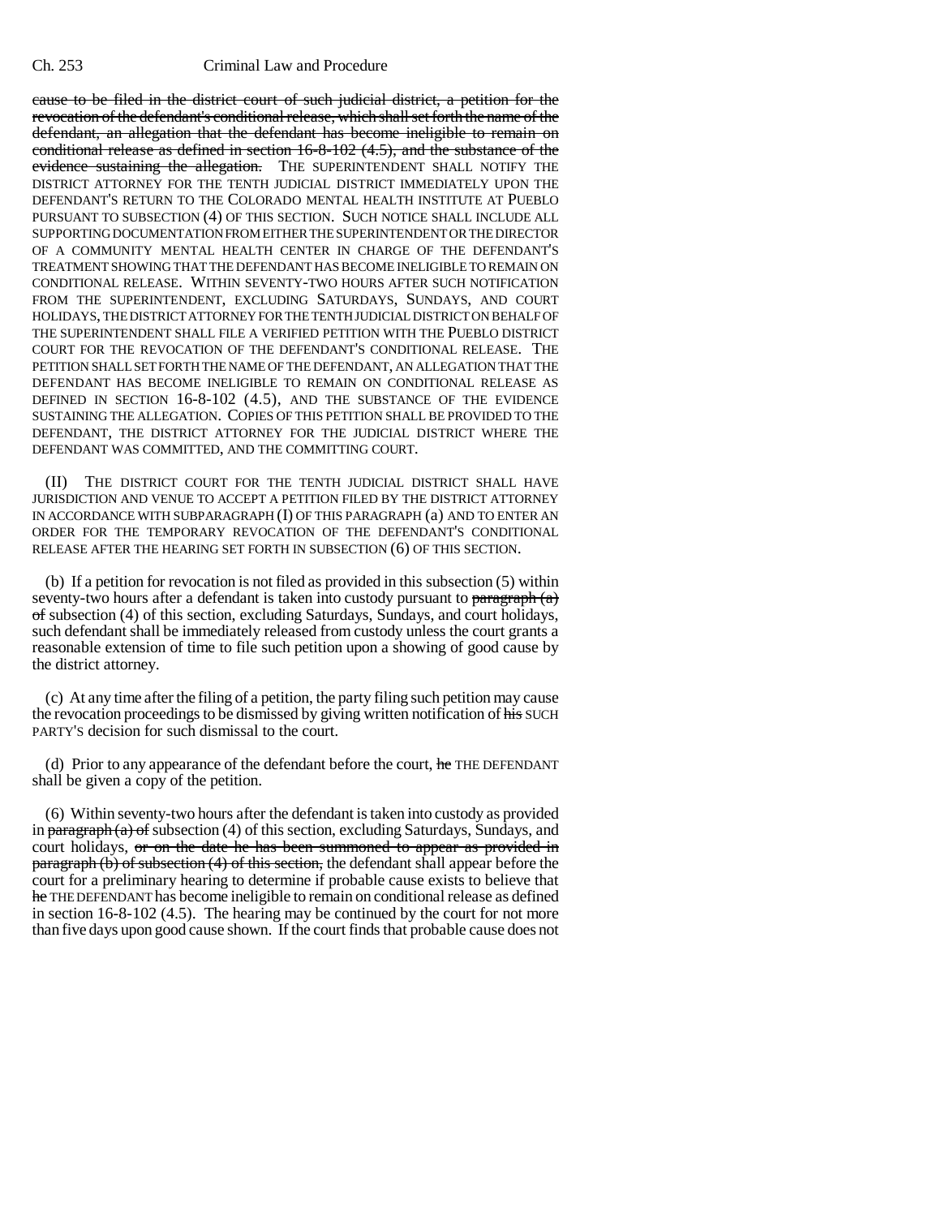~~cause to be filed in the district court of such judicial district, a petition for the revocation of the defendant's conditional release, which shall set forth the name of the defendant, an allegation that the defendant has become ineligible to remain on conditional release as defined in section 16-8-102 (4.5), and the substance of the evidence sustaining the allegation.~~ THE SUPERINTENDENT SHALL NOTIFY THE DISTRICT ATTORNEY FOR THE TENTH JUDICIAL DISTRICT IMMEDIATELY UPON THE DEFENDANT'S RETURN TO THE COLORADO MENTAL HEALTH INSTITUTE AT PUEBLO PURSUANT TO SUBSECTION (4) OF THIS SECTION. SUCH NOTICE SHALL INCLUDE ALL SUPPORTING DOCUMENTATION FROM EITHER THE SUPERINTENDENT OR THE DIRECTOR OF A COMMUNITY MENTAL HEALTH CENTER IN CHARGE OF THE DEFENDANT'S TREATMENT SHOWING THAT THE DEFENDANT HAS BECOME INELIGIBLE TO REMAIN ON CONDITIONAL RELEASE. WITHIN SEVENTY-TWO HOURS AFTER SUCH NOTIFICATION FROM THE SUPERINTENDENT, EXCLUDING SATURDAYS, SUNDAYS, AND COURT HOLIDAYS, THE DISTRICT ATTORNEY FOR THE TENTH JUDICIAL DISTRICT ON BEHALF OF THE SUPERINTENDENT SHALL FILE A VERIFIED PETITION WITH THE PUEBLO DISTRICT COURT FOR THE REVOCATION OF THE DEFENDANT'S CONDITIONAL RELEASE. THE PETITION SHALL SET FORTH THE NAME OF THE DEFENDANT, AN ALLEGATION THAT THE DEFENDANT HAS BECOME INELIGIBLE TO REMAIN ON CONDITIONAL RELEASE AS DEFINED IN SECTION 16-8-102 (4.5), AND THE SUBSTANCE OF THE EVIDENCE SUSTAINING THE ALLEGATION. COPIES OF THIS PETITION SHALL BE PROVIDED TO THE DEFENDANT, THE DISTRICT ATTORNEY FOR THE JUDICIAL DISTRICT WHERE THE DEFENDANT WAS COMMITTED, AND THE COMMITTING COURT.

(II) THE DISTRICT COURT FOR THE TENTH JUDICIAL DISTRICT SHALL HAVE JURISDICTION AND VENUE TO ACCEPT A PETITION FILED BY THE DISTRICT ATTORNEY IN ACCORDANCE WITH SUBPARAGRAPH (I) OF THIS PARAGRAPH (a) AND TO ENTER AN ORDER FOR THE TEMPORARY REVOCATION OF THE DEFENDANT'S CONDITIONAL RELEASE AFTER THE HEARING SET FORTH IN SUBSECTION (6) OF THIS SECTION.

(b) If a petition for revocation is not filed as provided in this subsection (5) within seventy-two hours after a defendant is taken into custody pursuant to ~~paragraph (a) of~~ subsection (4) of this section, excluding Saturdays, Sundays, and court holidays, such defendant shall be immediately released from custody unless the court grants a reasonable extension of time to file such petition upon a showing of good cause by the district attorney.

(c) At any time after the filing of a petition, the party filing such petition may cause the revocation proceedings to be dismissed by giving written notification of ~~his~~ SUCH PARTY'S decision for such dismissal to the court.

(d) Prior to any appearance of the defendant before the court, ~~he~~ THE DEFENDANT shall be given a copy of the petition.

(6) Within seventy-two hours after the defendant is taken into custody as provided in ~~paragraph (a) of~~ subsection (4) of this section, excluding Saturdays, Sundays, and court holidays, ~~or on the date he has been summoned to appear as provided in paragraph (b) of subsection (4) of this section,~~ the defendant shall appear before the court for a preliminary hearing to determine if probable cause exists to believe that ~~he~~ THE DEFENDANT has become ineligible to remain on conditional release as defined in section 16-8-102 (4.5). The hearing may be continued by the court for not more than five days upon good cause shown. If the court finds that probable cause does not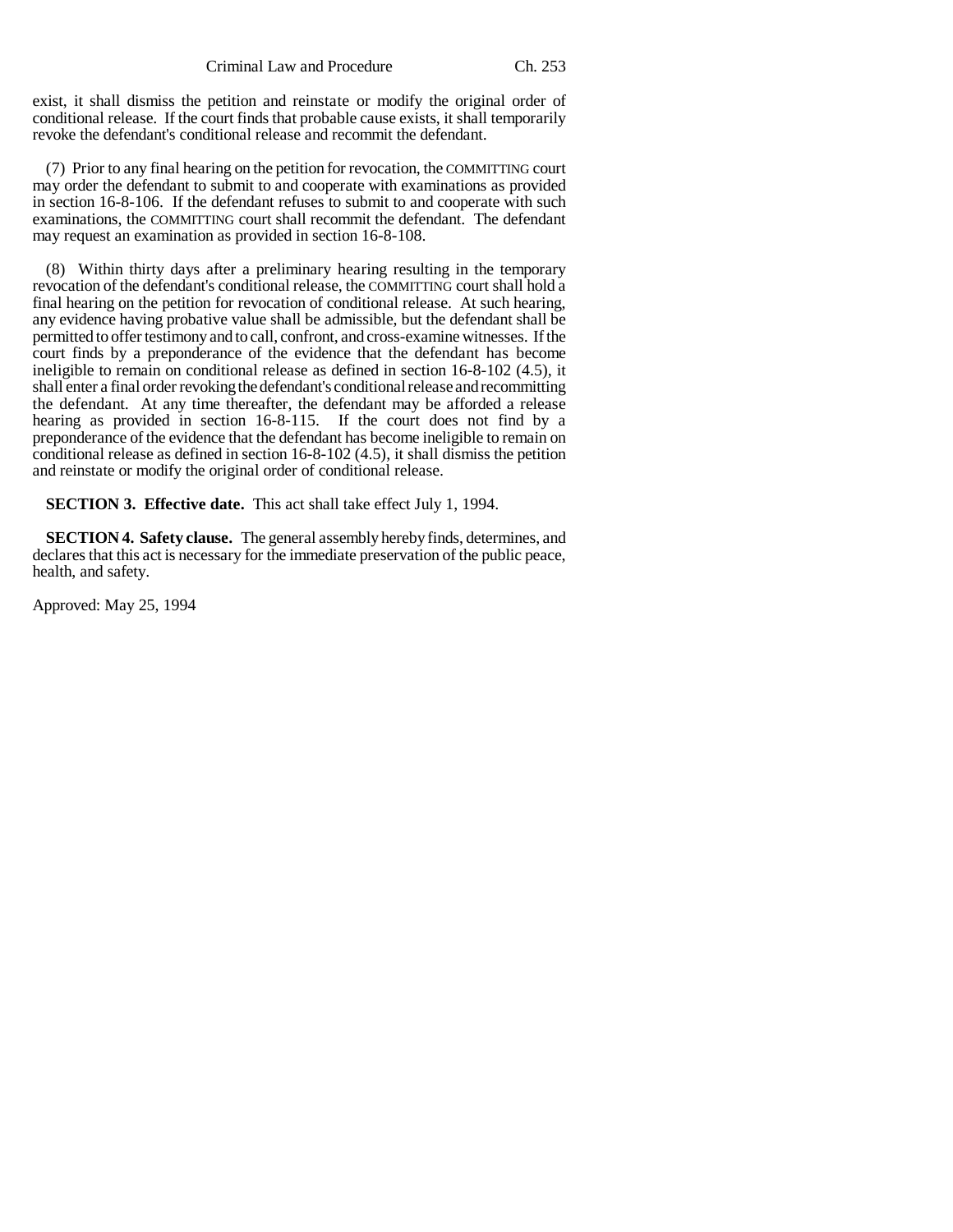exist, it shall dismiss the petition and reinstate or modify the original order of conditional release. If the court finds that probable cause exists, it shall temporarily revoke the defendant's conditional release and recommit the defendant.

(7) Prior to any final hearing on the petition for revocation, the COMMITTING court may order the defendant to submit to and cooperate with examinations as provided in section 16-8-106. If the defendant refuses to submit to and cooperate with such examinations, the COMMITTING court shall recommit the defendant. The defendant may request an examination as provided in section 16-8-108.

(8) Within thirty days after a preliminary hearing resulting in the temporary revocation of the defendant's conditional release, the COMMITTING court shall hold a final hearing on the petition for revocation of conditional release. At such hearing, any evidence having probative value shall be admissible, but the defendant shall be permitted to offer testimony and to call, confront, and cross-examine witnesses. If the court finds by a preponderance of the evidence that the defendant has become ineligible to remain on conditional release as defined in section 16-8-102 (4.5), it shall enter a final order revoking the defendant's conditional release and recommitting the defendant. At any time thereafter, the defendant may be afforded a release hearing as provided in section 16-8-115. If the court does not find by a preponderance of the evidence that the defendant has become ineligible to remain on conditional release as defined in section 16-8-102 (4.5), it shall dismiss the petition and reinstate or modify the original order of conditional release.

**SECTION 3. Effective date.** This act shall take effect July 1, 1994.

**SECTION 4. Safety clause.** The general assembly hereby finds, determines, and declares that this act is necessary for the immediate preservation of the public peace, health, and safety.

Approved: May 25, 1994